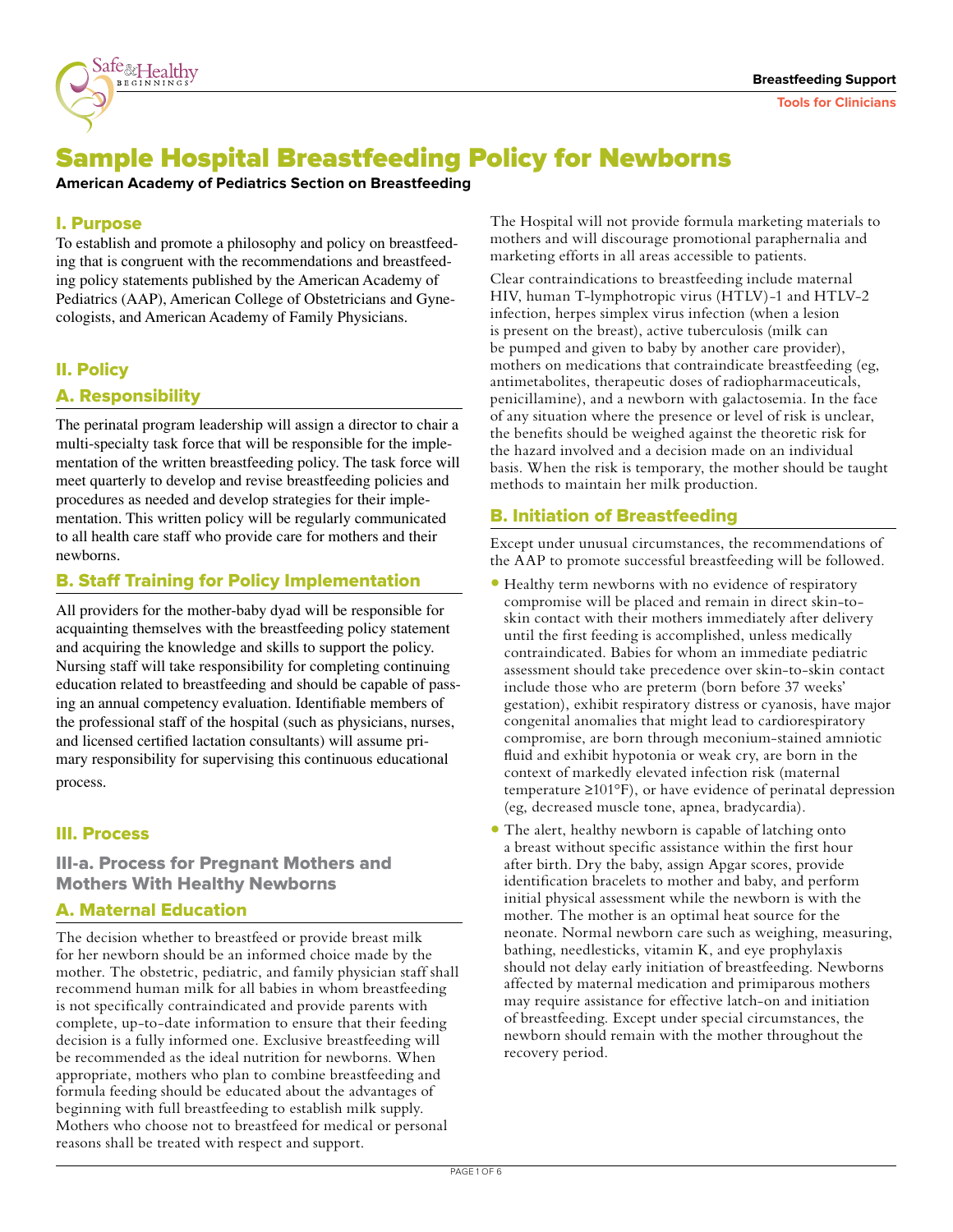# Sample Hospital Breastfeeding Policy for Newborns

**American Academy of Pediatrics Section on Breastfeeding**

## I. Purpose

To establish and promote a philosophy and policy on breastfeeding that is congruent with the recommendations and breastfeeding policy statements published by the American Academy of Pediatrics (AAP), American College of Obstetricians and Gynecologists, and American Academy of Family Physicians.

## II. Policy

### A. Responsibility

The perinatal program leadership will assign a director to chair a multi-specialty task force that will be responsible for the implementation of the written breastfeeding policy. The task force will meet quarterly to develop and revise breastfeeding policies and procedures as needed and develop strategies for their implementation. This written policy will be regularly communicated to all health care staff who provide care for mothers and their newborns.

### B. Staff Training for Policy Implementation

All providers for the mother-baby dyad will be responsible for acquainting themselves with the breastfeeding policy statement and acquiring the knowledge and skills to support the policy. Nursing staff will take responsibility for completing continuing education related to breastfeeding and should be capable of passing an annual competency evaluation. Identifiable members of the professional staff of the hospital (such as physicians, nurses, and licensed certified lactation consultants) will assume primary responsibility for supervising this continuous educational process.

## III. Process

### III-a. Process for Pregnant Mothers and Mothers With Healthy Newborns

### A. Maternal Education

The decision whether to breastfeed or provide breast milk for her newborn should be an informed choice made by the mother. The obstetric, pediatric, and family physician staff shall recommend human milk for all babies in whom breastfeeding is not specifically contraindicated and provide parents with complete, up-to-date information to ensure that their feeding decision is a fully informed one. Exclusive breastfeeding will be recommended as the ideal nutrition for newborns. When appropriate, mothers who plan to combine breastfeeding and formula feeding should be educated about the advantages of beginning with full breastfeeding to establish milk supply. Mothers who choose not to breastfeed for medical or personal reasons shall be treated with respect and support.

The Hospital will not provide formula marketing materials to mothers and will discourage promotional paraphernalia and marketing efforts in all areas accessible to patients.

Clear contraindications to breastfeeding include maternal HIV, human T-lymphotropic virus (HTLV)-1 and HTLV-2 infection, herpes simplex virus infection (when a lesion is present on the breast), active tuberculosis (milk can be pumped and given to baby by another care provider), mothers on medications that contraindicate breastfeeding (eg, antimetabolites, therapeutic doses of radiopharmaceuticals, penicillamine), and a newborn with galactosemia. In the face of any situation where the presence or level of risk is unclear, the benefits should be weighed against the theoretic risk for the hazard involved and a decision made on an individual basis. When the risk is temporary, the mother should be taught methods to maintain her milk production.

### B. Initiation of Breastfeeding

Except under unusual circumstances, the recommendations of the AAP to promote successful breastfeeding will be followed.

- Healthy term newborns with no evidence of respiratory compromise will be placed and remain in direct skin-to-skin contact with their mothers immediately after delivery until the first feeding is accomplished, unless medically contraindicated. Babies for whom an immediate pediatric assessment should take precedence over skin-to-skin contact include those who are preterm (born before 37 weeks' gestation), exhibit respiratory distress or cyanosis, have major congenital anomalies that might lead to cardiorespiratory compromise, are born through meconium-stained amniotic fluid and exhibit hypotonia or weak cry, are born in the context of markedly elevated infection risk (maternal temperature ≥101°F), or have evidence of perinatal depression (eg, decreased muscle tone, apnea, bradycardia).
- The alert, healthy newborn is capable of latching onto a breast without specific assistance within the first hour after birth. Dry the baby, assign Apgar scores, provide identification bracelets to mother and baby, and perform initial physical assessment while the newborn is with the mother. The mother is an optimal heat source for the neonate. Normal newborn care such as weighing, measuring, bathing, needlesticks, vitamin K, and eye prophylaxis should not delay early initiation of breastfeeding. Newborns affected by maternal medication and primiparous mothers may require assistance for effective latch-on and initiation of breastfeeding. Except under special circumstances, the newborn should remain with the mother throughout the recovery period.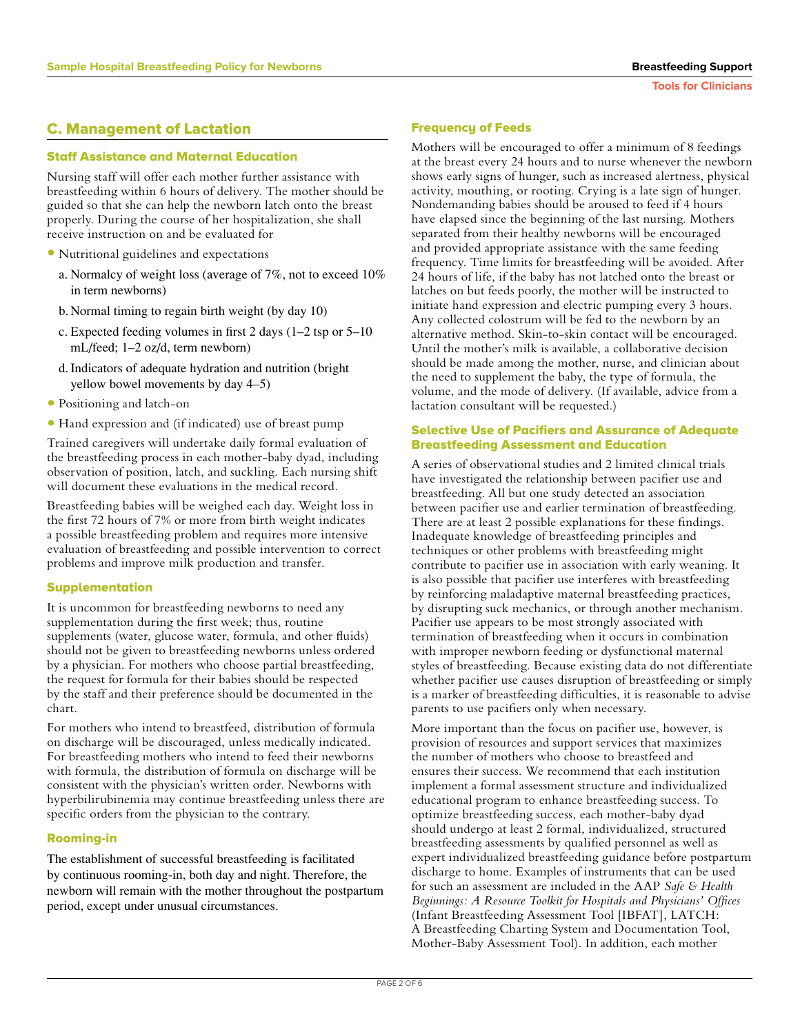## C. Management of Lactation

### Staff Assistance and Maternal Education

Nursing staff will offer each mother further assistance with breastfeeding within 6 hours of delivery. The mother should be guided so that she can help the newborn latch onto the breast properly. During the course of her hospitalization, she shall receive instruction on and be evaluated for

- Nutritional guidelines and expectations
  a. Normalcy of weight loss (average of 7%, not to exceed 10% in term newborns)
  b. Normal timing to regain birth weight (by day 10)
  c. Expected feeding volumes in first 2 days (1–2 tsp or 5–10 mL/feed; 1–2 oz/d, term newborn)
  d. Indicators of adequate hydration and nutrition (bright yellow bowel movements by day 4–5)
- Positioning and latch-on
- Hand expression and (if indicated) use of breast pump

Trained caregivers will undertake daily formal evaluation of the breastfeeding process in each mother-baby dyad, including observation of position, latch, and suckling. Each nursing shift will document these evaluations in the medical record.

Breastfeeding babies will be weighed each day. Weight loss in the first 72 hours of 7% or more from birth weight indicates a possible breastfeeding problem and requires more intensive evaluation of breastfeeding and possible intervention to correct problems and improve milk production and transfer.

### Supplementation

It is uncommon for breastfeeding newborns to need any supplementation during the first week; thus, routine supplements (water, glucose water, formula, and other fluids) should not be given to breastfeeding newborns unless ordered by a physician. For mothers who choose partial breastfeeding, the request for formula for their babies should be respected by the staff and their preference should be documented in the chart.

For mothers who intend to breastfeed, distribution of formula on discharge will be discouraged, unless medically indicated. For breastfeeding mothers who intend to feed their newborns with formula, the distribution of formula on discharge will be consistent with the physician's written order. Newborns with hyperbilirubinemia may continue breastfeeding unless there are specific orders from the physician to the contrary.

### Rooming-in

The establishment of successful breastfeeding is facilitated by continuous rooming-in, both day and night. Therefore, the newborn will remain with the mother throughout the postpartum period, except under unusual circumstances.

### Frequency of Feeds

Mothers will be encouraged to offer a minimum of 8 feedings at the breast every 24 hours and to nurse whenever the newborn shows early signs of hunger, such as increased alertness, physical activity, mouthing, or rooting. Crying is a late sign of hunger. Nondemanding babies should be aroused to feed if 4 hours have elapsed since the beginning of the last nursing. Mothers separated from their healthy newborns will be encouraged and provided appropriate assistance with the same feeding frequency. Time limits for breastfeeding will be avoided. After 24 hours of life, if the baby has not latched onto the breast or latches on but feeds poorly, the mother will be instructed to initiate hand expression and electric pumping every 3 hours. Any collected colostrum will be fed to the newborn by an alternative method. Skin-to-skin contact will be encouraged. Until the mother's milk is available, a collaborative decision should be made among the mother, nurse, and clinician about the need to supplement the baby, the type of formula, the volume, and the mode of delivery. (If available, advice from a lactation consultant will be requested.)

### Selective Use of Pacifiers and Assurance of Adequate Breastfeeding Assessment and Education

A series of observational studies and 2 limited clinical trials have investigated the relationship between pacifier use and breastfeeding. All but one study detected an association between pacifier use and earlier termination of breastfeeding. There are at least 2 possible explanations for these findings. Inadequate knowledge of breastfeeding principles and techniques or other problems with breastfeeding might contribute to pacifier use in association with early weaning. It is also possible that pacifier use interferes with breastfeeding by reinforcing maladaptive maternal breastfeeding practices, by disrupting suck mechanics, or through another mechanism. Pacifier use appears to be most strongly associated with termination of breastfeeding when it occurs in combination with improper newborn feeding or dysfunctional maternal styles of breastfeeding. Because existing data do not differentiate whether pacifier use causes disruption of breastfeeding or simply is a marker of breastfeeding difficulties, it is reasonable to advise parents to use pacifiers only when necessary.

More important than the focus on pacifier use, however, is provision of resources and support services that maximizes the number of mothers who choose to breastfeed and ensures their success. We recommend that each institution implement a formal assessment structure and individualized educational program to enhance breastfeeding success. To optimize breastfeeding success, each mother-baby dyad should undergo at least 2 formal, individualized, structured breastfeeding assessments by qualified personnel as well as expert individualized breastfeeding guidance before postpartum discharge to home. Examples of instruments that can be used for such an assessment are included in the AAP *Safe & Health Beginnings: A Resource Toolkit for Hospitals and Physicians' Offices* (Infant Breastfeeding Assessment Tool [IBFAT], LATCH: A Breastfeeding Charting System and Documentation Tool, Mother-Baby Assessment Tool). In addition, each mother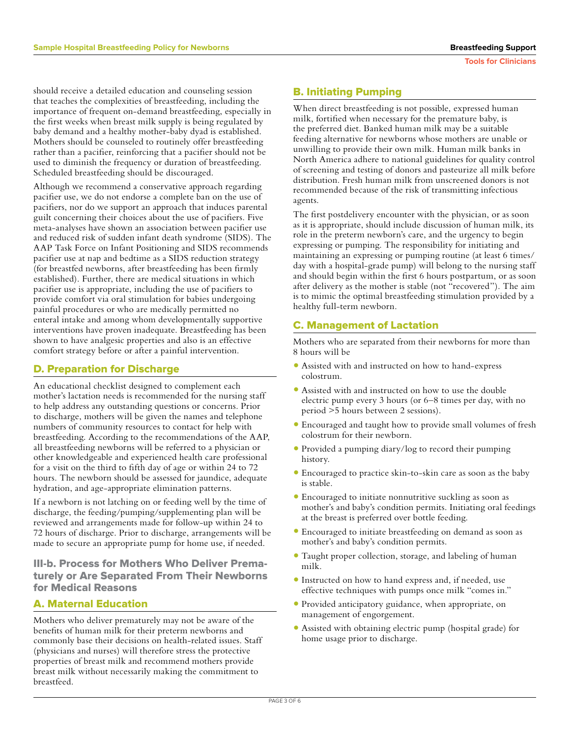should receive a detailed education and counseling session that teaches the complexities of breastfeeding, including the importance of frequent on-demand breastfeeding, especially in the first weeks when breast milk supply is being regulated by baby demand and a healthy mother-baby dyad is established. Mothers should be counseled to routinely offer breastfeeding rather than a pacifier, reinforcing that a pacifier should not be used to diminish the frequency or duration of breastfeeding. Scheduled breastfeeding should be discouraged.

Although we recommend a conservative approach regarding pacifier use, we do not endorse a complete ban on the use of pacifiers, nor do we support an approach that induces parental guilt concerning their choices about the use of pacifiers. Five meta-analyses have shown an association between pacifier use and reduced risk of sudden infant death syndrome (SIDS). The AAP Task Force on Infant Positioning and SIDS recommends pacifier use at nap and bedtime as a SIDS reduction strategy (for breastfed newborns, after breastfeeding has been firmly established). Further, there are medical situations in which pacifier use is appropriate, including the use of pacifiers to provide comfort via oral stimulation for babies undergoing painful procedures or who are medically permitted no enteral intake and among whom developmentally supportive interventions have proven inadequate. Breastfeeding has been shown to have analgesic properties and also is an effective comfort strategy before or after a painful intervention.

## D. Preparation for Discharge

An educational checklist designed to complement each mother's lactation needs is recommended for the nursing staff to help address any outstanding questions or concerns. Prior to discharge, mothers will be given the names and telephone numbers of community resources to contact for help with breastfeeding. According to the recommendations of the AAP, all breastfeeding newborns will be referred to a physician or other knowledgeable and experienced health care professional for a visit on the third to fifth day of age or within 24 to 72 hours. The newborn should be assessed for jaundice, adequate hydration, and age-appropriate elimination patterns.

If a newborn is not latching on or feeding well by the time of discharge, the feeding/pumping/supplementing plan will be reviewed and arrangements made for follow-up within 24 to 72 hours of discharge. Prior to discharge, arrangements will be made to secure an appropriate pump for home use, if needed.

# III-b. Process for Mothers Who Deliver Prematurely or Are Separated From Their Newborns for Medical Reasons

## A. Maternal Education

Mothers who deliver prematurely may not be aware of the benefits of human milk for their preterm newborns and commonly base their decisions on health-related issues. Staff (physicians and nurses) will therefore stress the protective properties of breast milk and recommend mothers provide breast milk without necessarily making the commitment to breastfeed.

## B. Initiating Pumping

When direct breastfeeding is not possible, expressed human milk, fortified when necessary for the premature baby, is the preferred diet. Banked human milk may be a suitable feeding alternative for newborns whose mothers are unable or unwilling to provide their own milk. Human milk banks in North America adhere to national guidelines for quality control of screening and testing of donors and pasteurize all milk before distribution. Fresh human milk from unscreened donors is not recommended because of the risk of transmitting infectious agents.

The first postdelivery encounter with the physician, or as soon as it is appropriate, should include discussion of human milk, its role in the preterm newborn's care, and the urgency to begin expressing or pumping. The responsibility for initiating and maintaining an expressing or pumping routine (at least 6 times/day with a hospital-grade pump) will belong to the nursing staff and should begin within the first 6 hours postpartum, or as soon after delivery as the mother is stable (not "recovered"). The aim is to mimic the optimal breastfeeding stimulation provided by a healthy full-term newborn.

## C. Management of Lactation

Mothers who are separated from their newborns for more than 8 hours will be

- Assisted with and instructed on how to hand-express colostrum.
- Assisted with and instructed on how to use the double electric pump every 3 hours (or 6–8 times per day, with no period >5 hours between 2 sessions).
- Encouraged and taught how to provide small volumes of fresh colostrum for their newborn.
- Provided a pumping diary/log to record their pumping history.
- Encouraged to practice skin-to-skin care as soon as the baby is stable.
- Encouraged to initiate nonnutritive suckling as soon as mother's and baby's condition permits. Initiating oral feedings at the breast is preferred over bottle feeding.
- Encouraged to initiate breastfeeding on demand as soon as mother's and baby's condition permits.
- Taught proper collection, storage, and labeling of human milk.
- Instructed on how to hand express and, if needed, use effective techniques with pumps once milk "comes in."
- Provided anticipatory guidance, when appropriate, on management of engorgement.
- Assisted with obtaining electric pump (hospital grade) for home usage prior to discharge.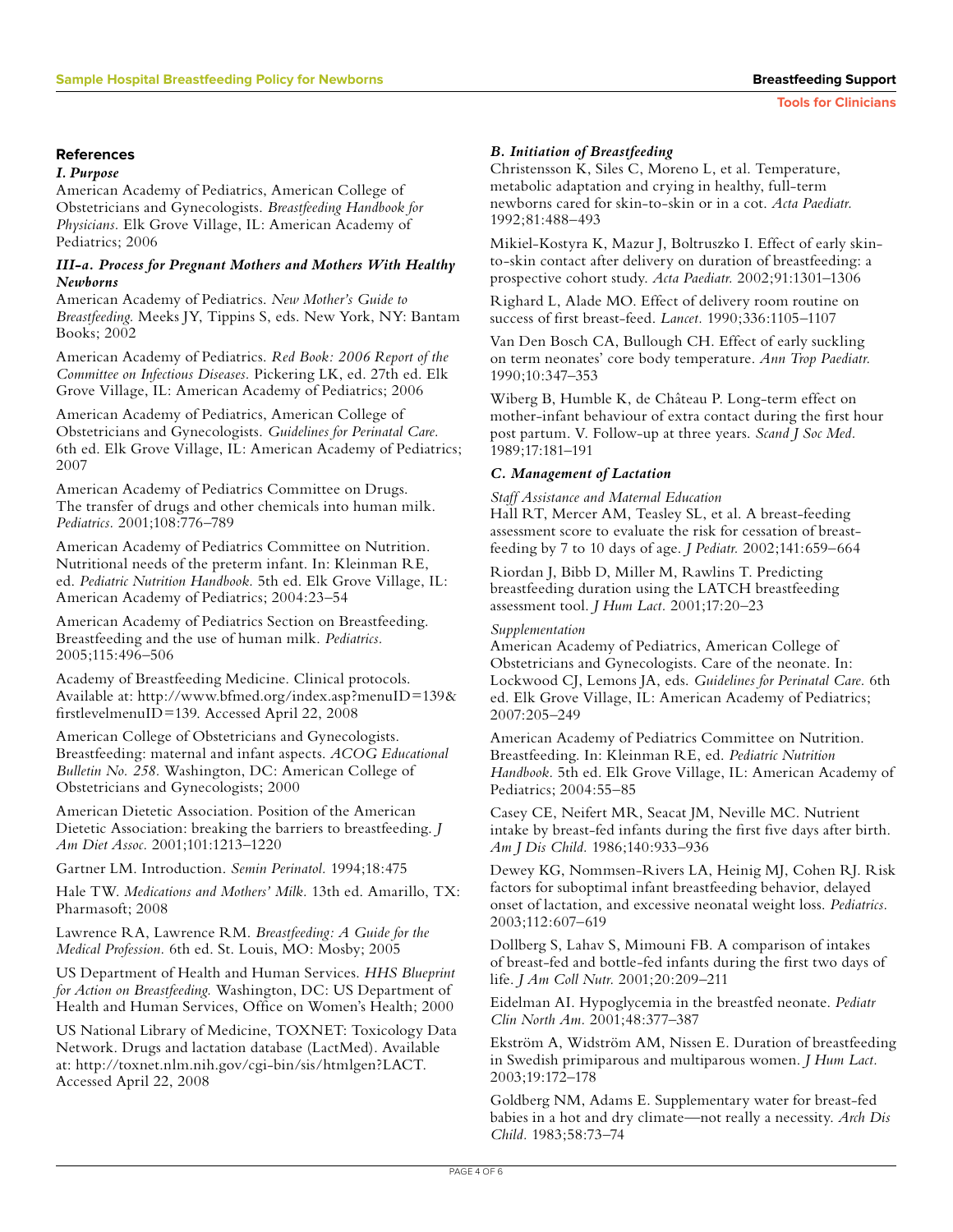## References

### *I. Purpose*

American Academy of Pediatrics, American College of Obstetricians and Gynecologists. *Breastfeeding Handbook for Physicians.* Elk Grove Village, IL: American Academy of Pediatrics; 2006

### *III-a. Process for Pregnant Mothers and Mothers With Healthy Newborns*

American Academy of Pediatrics. *New Mother's Guide to Breastfeeding.* Meeks JY, Tippins S, eds. New York, NY: Bantam Books; 2002

American Academy of Pediatrics. *Red Book: 2006 Report of the Committee on Infectious Diseases.* Pickering LK, ed. 27th ed. Elk Grove Village, IL: American Academy of Pediatrics; 2006

American Academy of Pediatrics, American College of Obstetricians and Gynecologists. *Guidelines for Perinatal Care.* 6th ed. Elk Grove Village, IL: American Academy of Pediatrics; 2007

American Academy of Pediatrics Committee on Drugs. The transfer of drugs and other chemicals into human milk. *Pediatrics.* 2001;108:776–789

American Academy of Pediatrics Committee on Nutrition. Nutritional needs of the preterm infant. In: Kleinman RE, ed. *Pediatric Nutrition Handbook.* 5th ed. Elk Grove Village, IL: American Academy of Pediatrics; 2004:23–54

American Academy of Pediatrics Section on Breastfeeding. Breastfeeding and the use of human milk. *Pediatrics.* 2005;115:496–506

Academy of Breastfeeding Medicine. Clinical protocols. Available at: http://www.bfmed.org/index.asp?menuID=139&firstlevelmenuID=139. Accessed April 22, 2008

American College of Obstetricians and Gynecologists. Breastfeeding: maternal and infant aspects. *ACOG Educational Bulletin No. 258.* Washington, DC: American College of Obstetricians and Gynecologists; 2000

American Dietetic Association. Position of the American Dietetic Association: breaking the barriers to breastfeeding. *J Am Diet Assoc.* 2001;101:1213–1220

Gartner LM. Introduction. *Semin Perinatol.* 1994;18:475

Hale TW. *Medications and Mothers' Milk.* 13th ed. Amarillo, TX: Pharmasoft; 2008

Lawrence RA, Lawrence RM. *Breastfeeding: A Guide for the Medical Profession.* 6th ed. St. Louis, MO: Mosby; 2005

US Department of Health and Human Services. *HHS Blueprint for Action on Breastfeeding.* Washington, DC: US Department of Health and Human Services, Office on Women's Health; 2000

US National Library of Medicine, TOXNET: Toxicology Data Network. Drugs and lactation database (LactMed). Available at: http://toxnet.nlm.nih.gov/cgi-bin/sis/htmlgen?LACT. Accessed April 22, 2008

### *B. Initiation of Breastfeeding*

Christensson K, Siles C, Moreno L, et al. Temperature, metabolic adaptation and crying in healthy, full-term newborns cared for skin-to-skin or in a cot. *Acta Paediatr.* 1992;81:488–493

Mikiel-Kostyra K, Mazur J, Boltruszko I. Effect of early skin-to-skin contact after delivery on duration of breastfeeding: a prospective cohort study. *Acta Paediatr.* 2002;91:1301–1306

Righard L, Alade MO. Effect of delivery room routine on success of first breast-feed. *Lancet.* 1990;336:1105–1107

Van Den Bosch CA, Bullough CH. Effect of early suckling on term neonates' core body temperature. *Ann Trop Paediatr.* 1990;10:347–353

Wiberg B, Humble K, de Château P. Long-term effect on mother-infant behaviour of extra contact during the first hour post partum. V. Follow-up at three years. *Scand J Soc Med.* 1989;17:181–191

### *C. Management of Lactation*

*Staff Assistance and Maternal Education*

Hall RT, Mercer AM, Teasley SL, et al. A breast-feeding assessment score to evaluate the risk for cessation of breast-feeding by 7 to 10 days of age. *J Pediatr.* 2002;141:659–664

Riordan J, Bibb D, Miller M, Rawlins T. Predicting breastfeeding duration using the LATCH breastfeeding assessment tool. *J Hum Lact.* 2001;17:20–23

*Supplementation*

American Academy of Pediatrics, American College of Obstetricians and Gynecologists. Care of the neonate. In: Lockwood CJ, Lemons JA, eds. *Guidelines for Perinatal Care.* 6th ed. Elk Grove Village, IL: American Academy of Pediatrics; 2007:205–249

American Academy of Pediatrics Committee on Nutrition. Breastfeeding. In: Kleinman RE, ed. *Pediatric Nutrition Handbook.* 5th ed. Elk Grove Village, IL: American Academy of Pediatrics; 2004:55–85

Casey CE, Neifert MR, Seacat JM, Neville MC. Nutrient intake by breast-fed infants during the first five days after birth. *Am J Dis Child.* 1986;140:933–936

Dewey KG, Nommsen-Rivers LA, Heinig MJ, Cohen RJ. Risk factors for suboptimal infant breastfeeding behavior, delayed onset of lactation, and excessive neonatal weight loss. *Pediatrics.* 2003;112:607–619

Dollberg S, Lahav S, Mimouni FB. A comparison of intakes of breast-fed and bottle-fed infants during the first two days of life. *J Am Coll Nutr.* 2001;20:209–211

Eidelman AI. Hypoglycemia in the breastfed neonate. *Pediatr Clin North Am.* 2001;48:377–387

Ekström A, Widström AM, Nissen E. Duration of breastfeeding in Swedish primiparous and multiparous women. *J Hum Lact.* 2003;19:172–178

Goldberg NM, Adams E. Supplementary water for breast-fed babies in a hot and dry climate—not really a necessity. *Arch Dis Child.* 1983;58:73–74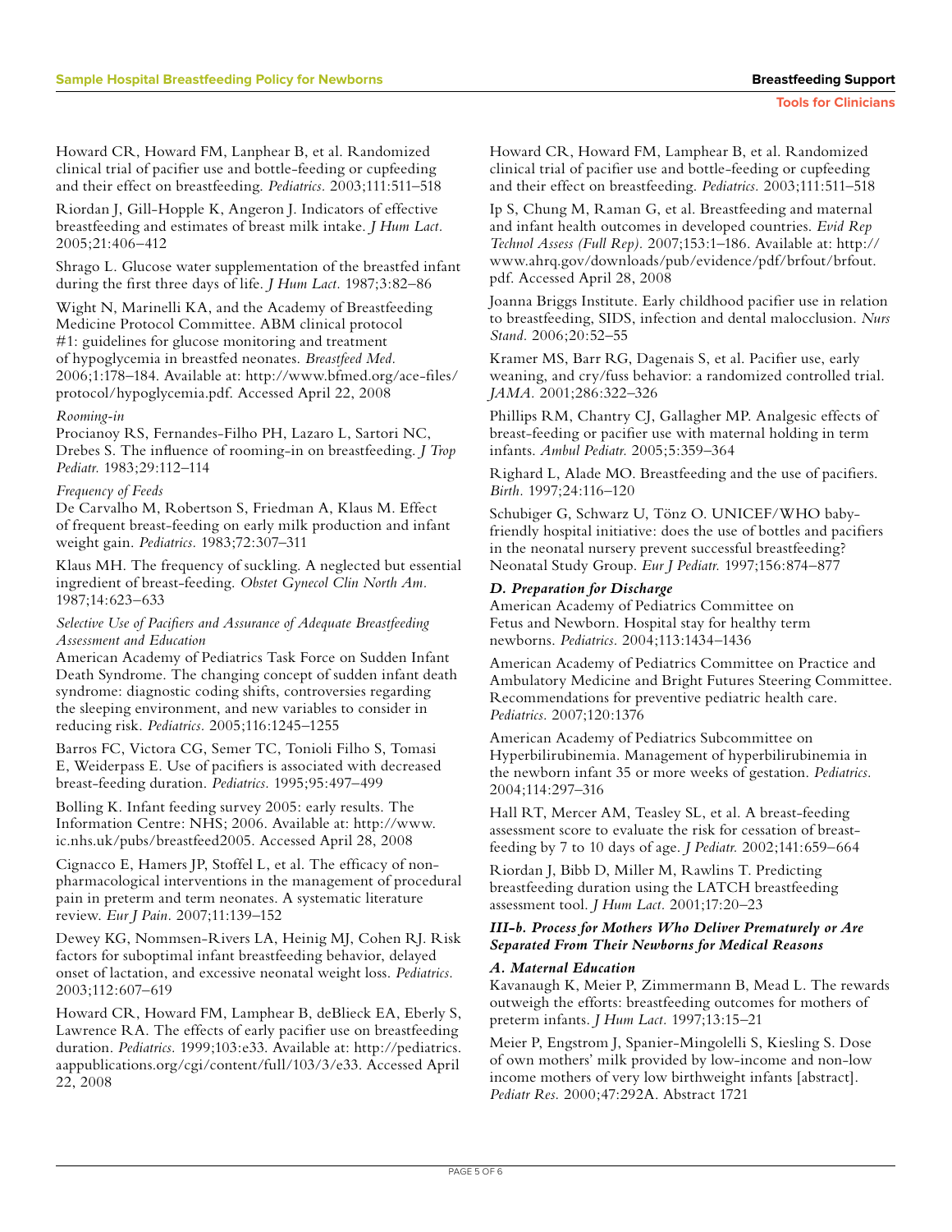Howard CR, Howard FM, Lanphear B, et al. Randomized clinical trial of pacifier use and bottle-feeding or cupfeeding and their effect on breastfeeding. *Pediatrics.* 2003;111:511–518

Riordan J, Gill-Hopple K, Angeron J. Indicators of effective breastfeeding and estimates of breast milk intake. *J Hum Lact.* 2005;21:406–412

Shrago L. Glucose water supplementation of the breastfed infant during the first three days of life. *J Hum Lact.* 1987;3:82–86

Wight N, Marinelli KA, and the Academy of Breastfeeding Medicine Protocol Committee. ABM clinical protocol #1: guidelines for glucose monitoring and treatment of hypoglycemia in breastfed neonates. *Breastfeed Med.* 2006;1:178–184. Available at: http://www.bfmed.org/ace-files/protocol/hypoglycemia.pdf. Accessed April 22, 2008

*Rooming-in*

Procianoy RS, Fernandes-Filho PH, Lazaro L, Sartori NC, Drebes S. The influence of rooming-in on breastfeeding. *J Trop Pediatr.* 1983;29:112–114

*Frequency of Feeds*

De Carvalho M, Robertson S, Friedman A, Klaus M. Effect of frequent breast-feeding on early milk production and infant weight gain. *Pediatrics.* 1983;72:307–311

Klaus MH. The frequency of suckling. A neglected but essential ingredient of breast-feeding. *Obstet Gynecol Clin North Am.* 1987;14:623–633

*Selective Use of Pacifiers and Assurance of Adequate Breastfeeding Assessment and Education*

American Academy of Pediatrics Task Force on Sudden Infant Death Syndrome. The changing concept of sudden infant death syndrome: diagnostic coding shifts, controversies regarding the sleeping environment, and new variables to consider in reducing risk. *Pediatrics.* 2005;116:1245–1255

Barros FC, Victora CG, Semer TC, Tonioli Filho S, Tomasi E, Weiderpass E. Use of pacifiers is associated with decreased breast-feeding duration. *Pediatrics.* 1995;95:497–499

Bolling K. Infant feeding survey 2005: early results. The Information Centre: NHS; 2006. Available at: http://www.ic.nhs.uk/pubs/breastfeed2005. Accessed April 28, 2008

Cignacco E, Hamers JP, Stoffel L, et al. The efficacy of non-pharmacological interventions in the management of procedural pain in preterm and term neonates. A systematic literature review. *Eur J Pain.* 2007;11:139–152

Dewey KG, Nommsen-Rivers LA, Heinig MJ, Cohen RJ. Risk factors for suboptimal infant breastfeeding behavior, delayed onset of lactation, and excessive neonatal weight loss. *Pediatrics.* 2003;112:607–619

Howard CR, Howard FM, Lanphear B, deBlieck EA, Eberly S, Lawrence RA. The effects of early pacifier use on breastfeeding duration. *Pediatrics.* 1999;103:e33. Available at: http://pediatrics.aappublications.org/cgi/content/full/103/3/e33. Accessed April 22, 2008

Howard CR, Howard FM, Lanphear B, et al. Randomized clinical trial of pacifier use and bottle-feeding or cupfeeding and their effect on breastfeeding. *Pediatrics.* 2003;111:511–518

Ip S, Chung M, Raman G, et al. Breastfeeding and maternal and infant health outcomes in developed countries. *Evid Rep Technol Assess (Full Rep).* 2007;153:1–186. Available at: http://www.ahrq.gov/downloads/pub/evidence/pdf/brfout/brfout.pdf. Accessed April 28, 2008

Joanna Briggs Institute. Early childhood pacifier use in relation to breastfeeding, SIDS, infection and dental malocclusion. *Nurs Stand.* 2006;20:52–55

Kramer MS, Barr RG, Dagenais S, et al. Pacifier use, early weaning, and cry/fuss behavior: a randomized controlled trial. *JAMA.* 2001;286:322–326

Phillips RM, Chantry CJ, Gallagher MP. Analgesic effects of breast-feeding or pacifier use with maternal holding in term infants. *Ambul Pediatr.* 2005;5:359–364

Righard L, Alade MO. Breastfeeding and the use of pacifiers. *Birth.* 1997;24:116–120

Schubiger G, Schwarz U, Tönz O. UNICEF/WHO baby-friendly hospital initiative: does the use of bottles and pacifiers in the neonatal nursery prevent successful breastfeeding? Neonatal Study Group. *Eur J Pediatr.* 1997;156:874–877

***D. Preparation for Discharge***

American Academy of Pediatrics Committee on Fetus and Newborn. Hospital stay for healthy term newborns. *Pediatrics.* 2004;113:1434–1436

American Academy of Pediatrics Committee on Practice and Ambulatory Medicine and Bright Futures Steering Committee. Recommendations for preventive pediatric health care. *Pediatrics.* 2007;120:1376

American Academy of Pediatrics Subcommittee on Hyperbilirubinemia. Management of hyperbilirubinemia in the newborn infant 35 or more weeks of gestation. *Pediatrics.* 2004;114:297–316

Hall RT, Mercer AM, Teasley SL, et al. A breast-feeding assessment score to evaluate the risk for cessation of breast-feeding by 7 to 10 days of age. *J Pediatr.* 2002;141:659–664

Riordan J, Bibb D, Miller M, Rawlins T. Predicting breastfeeding duration using the LATCH breastfeeding assessment tool. *J Hum Lact.* 2001;17:20–23

***III-b. Process for Mothers Who Deliver Prematurely or Are Separated From Their Newborns for Medical Reasons***

***A. Maternal Education***

Kavanaugh K, Meier P, Zimmermann B, Mead L. The rewards outweigh the efforts: breastfeeding outcomes for mothers of preterm infants. *J Hum Lact.* 1997;13:15–21

Meier P, Engstrom J, Spanier-Mingolelli S, Kiesling S. Dose of own mothers' milk provided by low-income and non-low income mothers of very low birthweight infants [abstract]. *Pediatr Res.* 2000;47:292A. Abstract 1721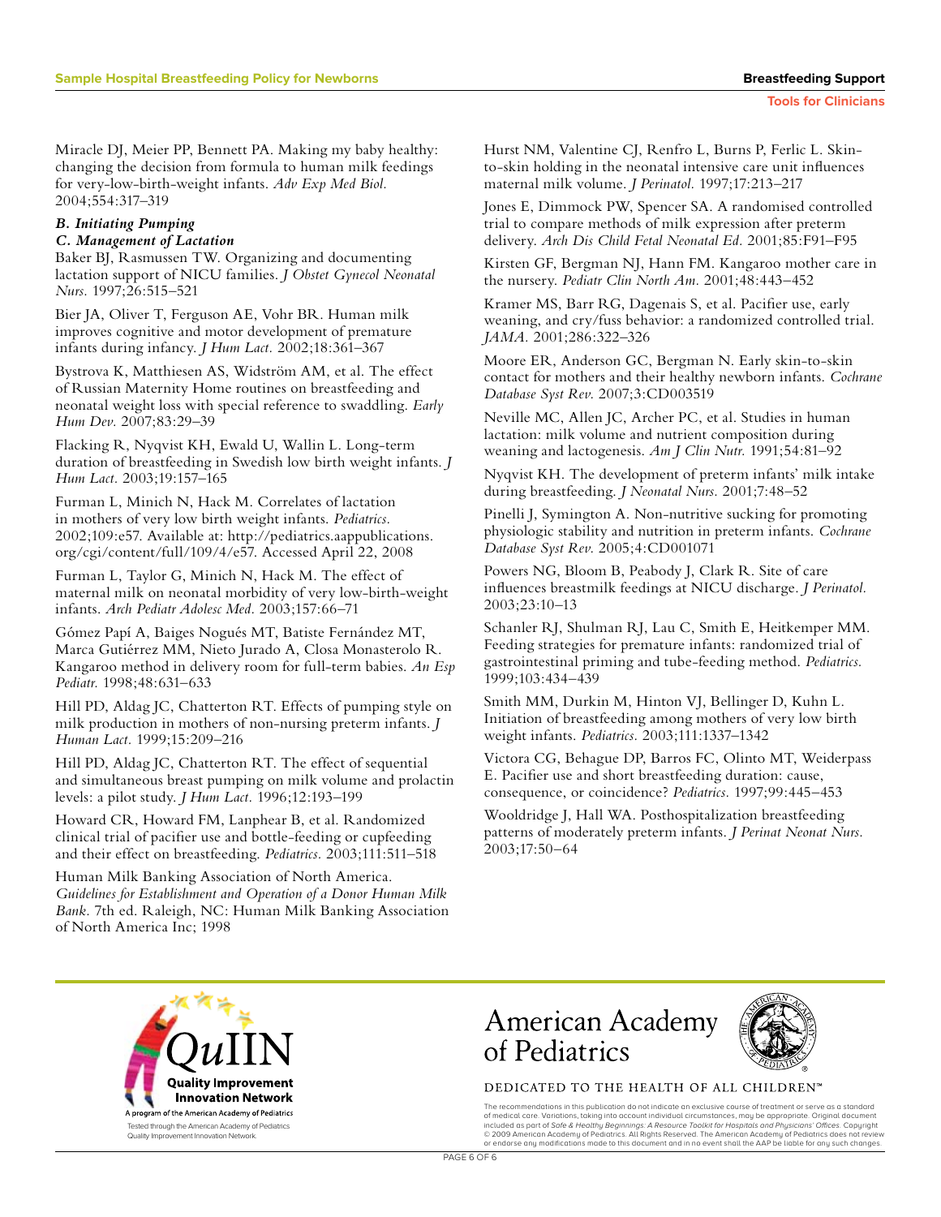Miracle DJ, Meier PP, Bennett PA. Making my baby healthy: changing the decision from formula to human milk feedings for very-low-birth-weight infants. *Adv Exp Med Biol.* 2004;554:317–319

### *B. Initiating Pumping*

### *C. Management of Lactation*

Baker BJ, Rasmussen TW. Organizing and documenting lactation support of NICU families. *J Obstet Gynecol Neonatal Nurs.* 1997;26:515–521

Bier JA, Oliver T, Ferguson AE, Vohr BR. Human milk improves cognitive and motor development of premature infants during infancy. *J Hum Lact.* 2002;18:361–367

Bystrova K, Matthiesen AS, Widström AM, et al. The effect of Russian Maternity Home routines on breastfeeding and neonatal weight loss with special reference to swaddling. *Early Hum Dev.* 2007;83:29–39

Flacking R, Nyqvist KH, Ewald U, Wallin L. Long-term duration of breastfeeding in Swedish low birth weight infants. *J Hum Lact.* 2003;19:157–165

Furman L, Minich N, Hack M. Correlates of lactation in mothers of very low birth weight infants. *Pediatrics.* 2002;109:e57. Available at: http://pediatrics.aappublications.org/cgi/content/full/109/4/e57. Accessed April 22, 2008

Furman L, Taylor G, Minich N, Hack M. The effect of maternal milk on neonatal morbidity of very low-birth-weight infants. *Arch Pediatr Adolesc Med.* 2003;157:66–71

Gómez Papí A, Baiges Nogués MT, Batiste Fernández MT, Marca Gutiérrez MM, Nieto Jurado A, Closa Monasterolo R. Kangaroo method in delivery room for full-term babies. *An Esp Pediatr.* 1998;48:631–633

Hill PD, Aldag JC, Chatterton RT. Effects of pumping style on milk production in mothers of non-nursing preterm infants. *J Human Lact.* 1999;15:209–216

Hill PD, Aldag JC, Chatterton RT. The effect of sequential and simultaneous breast pumping on milk volume and prolactin levels: a pilot study. *J Hum Lact.* 1996;12:193–199

Howard CR, Howard FM, Lanphear B, et al. Randomized clinical trial of pacifier use and bottle-feeding or cupfeeding and their effect on breastfeeding. *Pediatrics.* 2003;111:511–518

Human Milk Banking Association of North America. *Guidelines for Establishment and Operation of a Donor Human Milk Bank.* 7th ed. Raleigh, NC: Human Milk Banking Association of North America Inc; 1998

Hurst NM, Valentine CJ, Renfro L, Burns P, Ferlic L. Skin-to-skin holding in the neonatal intensive care unit influences maternal milk volume. *J Perinatol.* 1997;17:213–217

Jones E, Dimmock PW, Spencer SA. A randomised controlled trial to compare methods of milk expression after preterm delivery. *Arch Dis Child Fetal Neonatal Ed.* 2001;85:F91–F95

Kirsten GF, Bergman NJ, Hann FM. Kangaroo mother care in the nursery. *Pediatr Clin North Am.* 2001;48:443–452

Kramer MS, Barr RG, Dagenais S, et al. Pacifier use, early weaning, and cry/fuss behavior: a randomized controlled trial. *JAMA.* 2001;286:322–326

Moore ER, Anderson GC, Bergman N. Early skin-to-skin contact for mothers and their healthy newborn infants. *Cochrane Database Syst Rev.* 2007;3:CD003519

Neville MC, Allen JC, Archer PC, et al. Studies in human lactation: milk volume and nutrient composition during weaning and lactogenesis. *Am J Clin Nutr.* 1991;54:81–92

Nyqvist KH. The development of preterm infants' milk intake during breastfeeding. *J Neonatal Nurs.* 2001;7:48–52

Pinelli J, Symington A. Non-nutritive sucking for promoting physiologic stability and nutrition in preterm infants. *Cochrane Database Syst Rev.* 2005;4:CD001071

Powers NG, Bloom B, Peabody J, Clark R. Site of care influences breastmilk feedings at NICU discharge. *J Perinatol.* 2003;23:10–13

Schanler RJ, Shulman RJ, Lau C, Smith E, Heitkemper MM. Feeding strategies for premature infants: randomized trial of gastrointestinal priming and tube-feeding method. *Pediatrics.* 1999;103:434–439

Smith MM, Durkin M, Hinton VJ, Bellinger D, Kuhn L. Initiation of breastfeeding among mothers of very low birth weight infants. *Pediatrics.* 2003;111:1337–1342

Victora CG, Behague DP, Barros FC, Olinto MT, Weiderpass E. Pacifier use and short breastfeeding duration: cause, consequence, or coincidence? *Pediatrics.* 1997;99:445–453

Wooldridge J, Hall WA. Posthospitalization breastfeeding patterns of moderately preterm infants. *J Perinat Neonat Nurs.* 2003;17:50–64

QuIIN
Quality Improvement Innovation Network
A program of the American Academy of Pediatrics
Tested through the American Academy of Pediatrics Quality Improvement Innovation Network.

American Academy of Pediatrics

DEDICATED TO THE HEALTH OF ALL CHILDREN™

The recommendations in this publication do not indicate an exclusive course of treatment or serve as a standard of medical care. Variations, taking into account individual circumstances, may be appropriate. Original document included as part of *Safe & Healthy Beginnings: A Resource Toolkit for Hospitals and Physicians' Offices.* Copyright © 2009 American Academy of Pediatrics. All Rights Reserved. The American Academy of Pediatrics does not review or endorse any modifications made to this document and in no event shall the AAP be liable for any such changes.